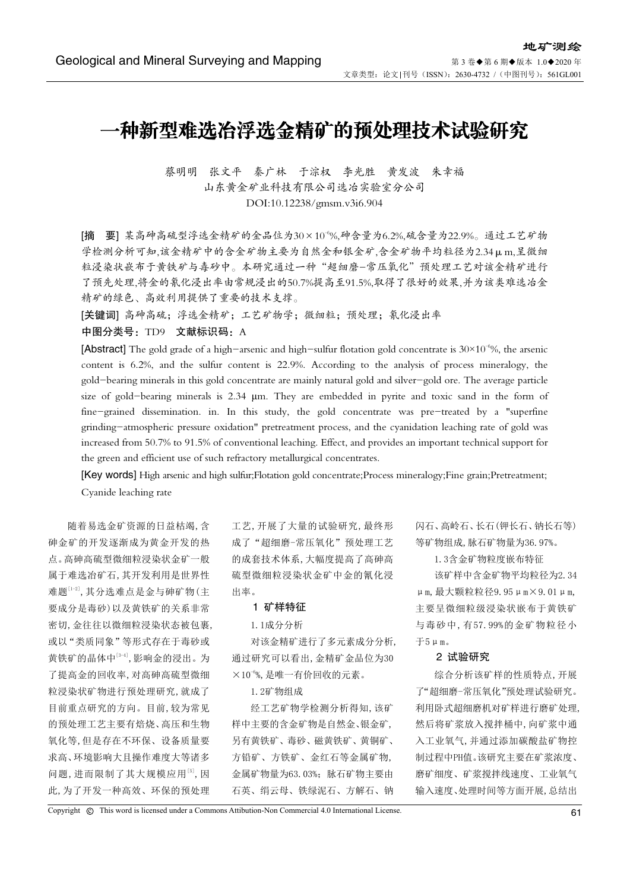# 一种新型难选冶浮选金精矿的预处理技术试验研究

蔡明明　张文平　秦广林　于淙权　李光胜　黄发波　朱幸福

山东黄金矿业科技有限公司选冶实验室分公司

DOI:10.12238/gmsm.v3i6.904

**[摘　要]** 某高砷高硫型浮选金精矿的金品位为$30\times10^{-6}$%,砷含量为6.2%,硫含量为22.9%。通过工艺矿物学检测分析可知,该金精矿中的含金矿物主要为自然金和银金矿,含金矿物平均粒径为2.34μm,呈微细粒浸染状嵌布于黄铁矿与毒砂中。本研究通过一种"超细磨-常压氧化"预处理工艺对该金精矿进行了预先处理,将金的氰化浸出率由常规浸出的50.7%提高至91.5%,取得了很好的效果,并为该类难选冶金精矿的绿色、高效利用提供了重要的技术支撑。

**[关键词]** 高砷高硫；浮选金精矿；工艺矿物学；微细粒；预处理；氰化浸出率

**中图分类号：** TD9　**文献标识码：** A

**[Abstract]** The gold grade of a high-arsenic and high-sulfur flotation gold concentrate is $30\times10^{-6}$%, the arsenic content is 6.2%, and the sulfur content is 22.9%. According to the analysis of process mineralogy, the gold-bearing minerals in this gold concentrate are mainly natural gold and silver-gold ore. The average particle size of gold-bearing minerals is 2.34 μm. They are embedded in pyrite and toxic sand in the form of fine-grained dissemination. in. In this study, the gold concentrate was pre-treated by a "superfine grinding-atmospheric pressure oxidation" pretreatment process, and the cyanidation leaching rate of gold was increased from 50.7% to 91.5% of conventional leaching. Effect, and provides an important technical support for the green and efficient use of such refractory metallurgical concentrates.

**[Key words]** High arsenic and high sulfur;Flotation gold concentrate;Process mineralogy;Fine grain;Pretreatment; Cyanide leaching rate

随着易选金矿资源的日益枯竭,含砷金矿的开发逐渐成为黄金开发的热点。高砷高硫型微细粒浸染状金矿一般属于难选冶矿石,其开发利用是世界性难题[1-2],其分选难点是金与砷矿物(主要成分是毒砂)以及黄铁矿的关系非常密切,金往往以微细粒浸染状态被包裹,或以"类质同象"等形式存在于毒砂或黄铁矿的晶体中[3-4],影响金的浸出。为了提高金的回收率,对高砷高硫型微细粒浸染状矿物进行预处理研究,就成了目前重点研究的方向。目前,较为常见的预处理工艺主要有焙烧、高压和生物氧化等,但是存在不环保、设备质量要求高、环境影响大且操作难度大等诸多问题,进而限制了其大规模应用[5],因此,为了开发一种高效、环保的预处理工艺,开展了大量的试验研究,最终形成了"超细磨-常压氧化"预处理工艺的成套技术体系,大幅度提高了高砷高硫型微细粒浸染状金矿中金的氰化浸出率。

## 1　矿样特征

### 1.1成分分析

对该金精矿进行了多元素成分分析,通过研究可以看出,金精矿金品位为30 $\times10^{-6}$%,是唯一有价回收的元素。

### 1.2矿物组成

经工艺矿物学检测分析得知,该矿样中主要的含金矿物是自然金、银金矿,另有黄铁矿、毒砂、磁黄铁矿、黄铜矿、方铅矿、方铁矿、金红石等金属矿物,金属矿物量为63.03%;脉石矿物主要由石英、绢云母、铁绿泥石、方解石、钠闪石、高岭石、长石(钾长石、钠长石等)等矿物组成,脉石矿物量为36.97%。

### 1.3含金矿物粒度嵌布特征

该矿样中含金矿物平均粒径为2.34μm,最大颗粒粒径9.95μm×9.01μm,主要呈微细粒级浸染状嵌布于黄铁矿与毒砂中,有57.99%的金矿物粒径小于5μm。

## 2　试验研究

综合分析该矿样的性质特点,开展了"超细磨-常压氧化"预处理试验研究。利用卧式超细磨机对矿样进行磨矿处理,然后将矿浆放入搅拌桶中,向矿浆中通入工业氧气,并通过添加碳酸盐矿物控制过程中PH值。该研究主要在矿浆浓度、磨矿细度、矿浆搅拌线速度、工业氧气输入速度、处理时间等方面开展,总结出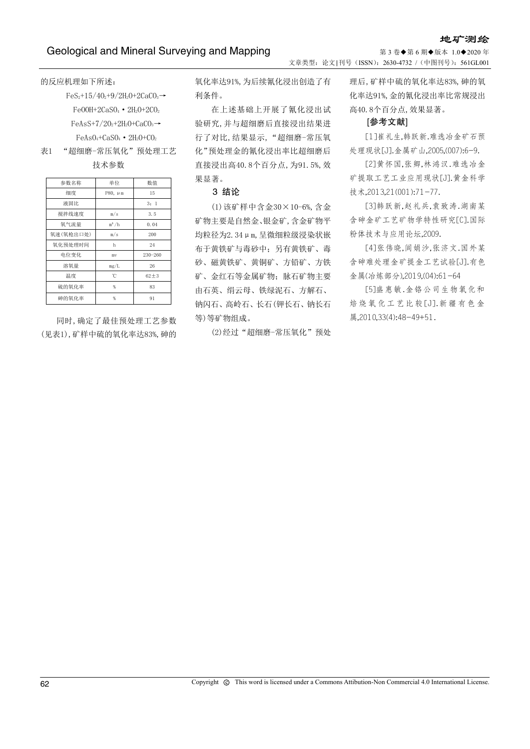的反应机理如下所述：

$$FeS_2+15/4O_2+9/2H_2O+2CaCO_3 \rightarrow FeOOH+2CaSO_4 \cdot 2H_2O+2CO_2$$

$$FeAsS+7/2O_2+2H_2O+CaCO_3 \rightarrow FeAsO_4+CaSO_4 \cdot 2H_2O+CO_2$$

表1 “超细磨-常压氧化”预处理工艺技术参数

| 参数名称 | 单位 | 数值 |
|---|---|---|
| 细度 | P80，μm | 15 |
| 液固比 | | 3：1 |
| 搅拌线速度 | m/s | 3.5 |
| 氧气流量 | $m^3/h$ | 0.04 |
| 氧速(氧枪出口处) | m/s | 200 |
| 氧化预处理时间 | h | 24 |
| 电位变化 | mv | 230-260 |
| 溶氧量 | mg/L | 26 |
| 温度 | ℃ | 62±3 |
| 硫的氧化率 | % | 83 |
| 砷的氧化率 | % | 91 |

同时，确定了最佳预处理工艺参数(见表1)，矿样中硫的氧化率达83%，砷的氧化率达91%，为后续氰化浸出创造了有利条件。

在上述基础上开展了氰化浸出试验研究，并与超细磨后直接浸出结果进行了对比，结果显示，“超细磨-常压氧化”预处理金的氰化浸出率比超细磨后直接浸出高40.8个百分点，为91.5%，效果显著。

## 3 结论

(1)该矿样中含金30×10-6%，含金矿物主要是自然金、银金矿，含金矿物平均粒径为2.34μm，呈微细粒级浸染状嵌布于黄铁矿与毒砂中；另有黄铁矿、毒砂、磁黄铁矿、黄铜矿、方铅矿、方铁矿、金红石等金属矿物；脉石矿物主要由石英、绢云母、铁绿泥石、方解石、钠闪石、高岭石、长石(钾长石、钠长石等)等矿物组成。

(2)经过“超细磨-常压氧化”预处理后，矿样中硫的氧化率达83%，砷的氧化率达91%，金的氰化浸出率比常规浸出高40.8个百分点，效果显著。

## [参考文献]

[1]崔礼生,韩跃新.难选冶金矿石预处理现状[J].金属矿山,2005,(007):6-9.

[2]黄怀国,张卿,林鸿汉.难选冶金矿提取工艺工业应用现状[J].黄金科学技术,2013,21(001):71-77.

[3]韩跃新,赵礼兵,袁致涛.湖南某含砷金矿工艺矿物学特性研究[C].国际粉体技术与应用论坛,2009.

[4]张伟晓,闫娟沙,张济文.国外某含砷难处理金矿提金工艺试验[J].有色金属(冶炼部分),2019,(04):61-64

[5]盛惠敏.金铬公司生物氧化和焙烧氧化工艺比较[J].新疆有色金属,2010,33(4):48-49+51.